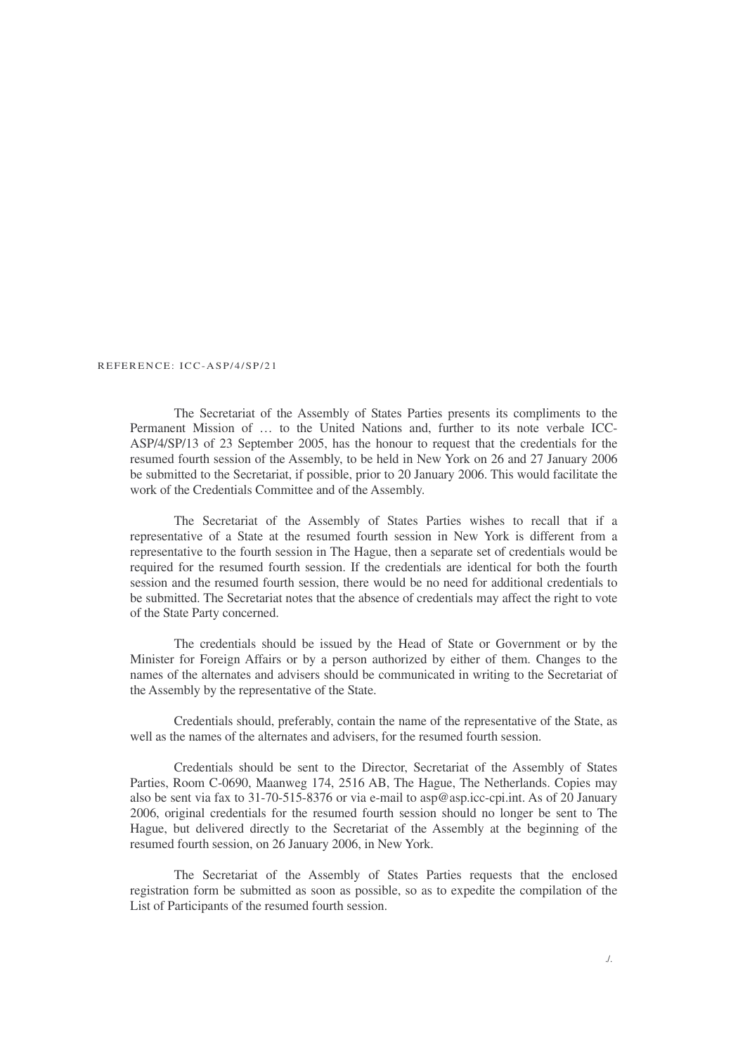REFERENCE: ICC-ASP/4/SP/21

The Secretariat of the Assembly of States Parties presents its compliments to the Permanent Mission of … to the United Nations and, further to its note verbale ICC-ASP/4/SP/13 of 23 September 2005, has the honour to request that the credentials for the resumed fourth session of the Assembly, to be held in New York on 26 and 27 January 2006 be submitted to the Secretariat, if possible, prior to 20 January 2006. This would facilitate the work of the Credentials Committee and of the Assembly.

The Secretariat of the Assembly of States Parties wishes to recall that if a representative of a State at the resumed fourth session in New York is different from a representative to the fourth session in The Hague, then a separate set of credentials would be required for the resumed fourth session. If the credentials are identical for both the fourth session and the resumed fourth session, there would be no need for additional credentials to be submitted. The Secretariat notes that the absence of credentials may affect the right to vote of the State Party concerned.

The credentials should be issued by the Head of State or Government or by the Minister for Foreign Affairs or by a person authorized by either of them. Changes to the names of the alternates and advisers should be communicated in writing to the Secretariat of the Assembly by the representative of the State.

Credentials should, preferably, contain the name of the representative of the State, as well as the names of the alternates and advisers, for the resumed fourth session.

Credentials should be sent to the Director, Secretariat of the Assembly of States Parties, Room C-0690, Maanweg 174, 2516 AB, The Hague, The Netherlands. Copies may also be sent via fax to 31-70-515-8376 or via e-mail to asp@asp.icc-cpi.int. As of 20 January 2006, original credentials for the resumed fourth session should no longer be sent to The Hague, but delivered directly to the Secretariat of the Assembly at the beginning of the resumed fourth session, on 26 January 2006, in New York.

The Secretariat of the Assembly of States Parties requests that the enclosed registration form be submitted as soon as possible, so as to expedite the compilation of the List of Participants of the resumed fourth session.

./.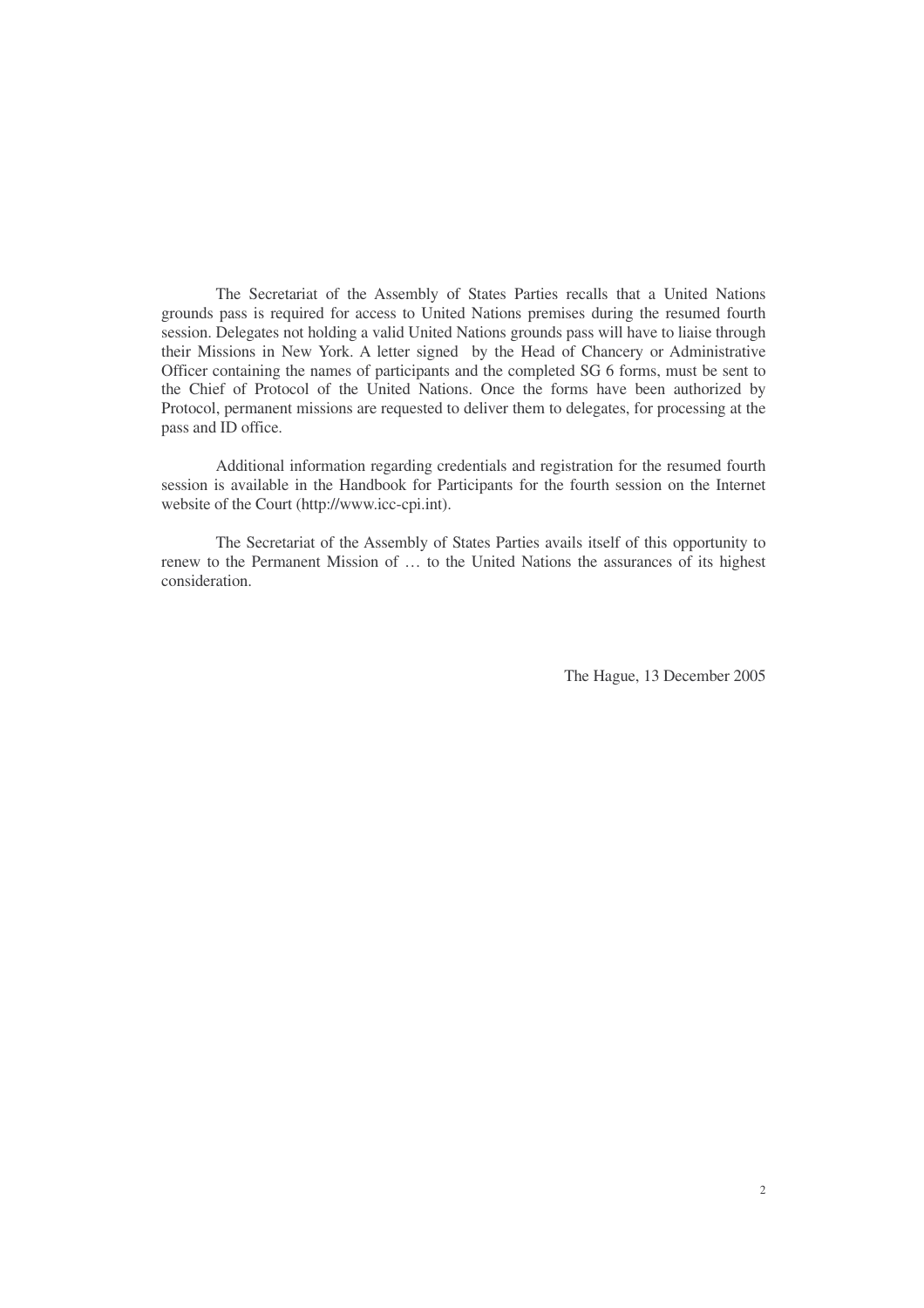The Secretariat of the Assembly of States Parties recalls that a United Nations grounds pass is required for access to United Nations premises during the resumed fourth session. Delegates not holding a valid United Nations grounds pass will have to liaise through their Missions in New York. A letter signed by the Head of Chancery or Administrative Officer containing the names of participants and the completed SG 6 forms, must be sent to the Chief of Protocol of the United Nations. Once the forms have been authorized by Protocol, permanent missions are requested to deliver them to delegates, for processing at the pass and ID office.

Additional information regarding credentials and registration for the resumed fourth session is available in the Handbook for Participants for the fourth session on the Internet website of the Court (http://www.icc-cpi.int).

The Secretariat of the Assembly of States Parties avails itself of this opportunity to renew to the Permanent Mission of … to the United Nations the assurances of its highest consideration.

The Hague, 13 December 2005